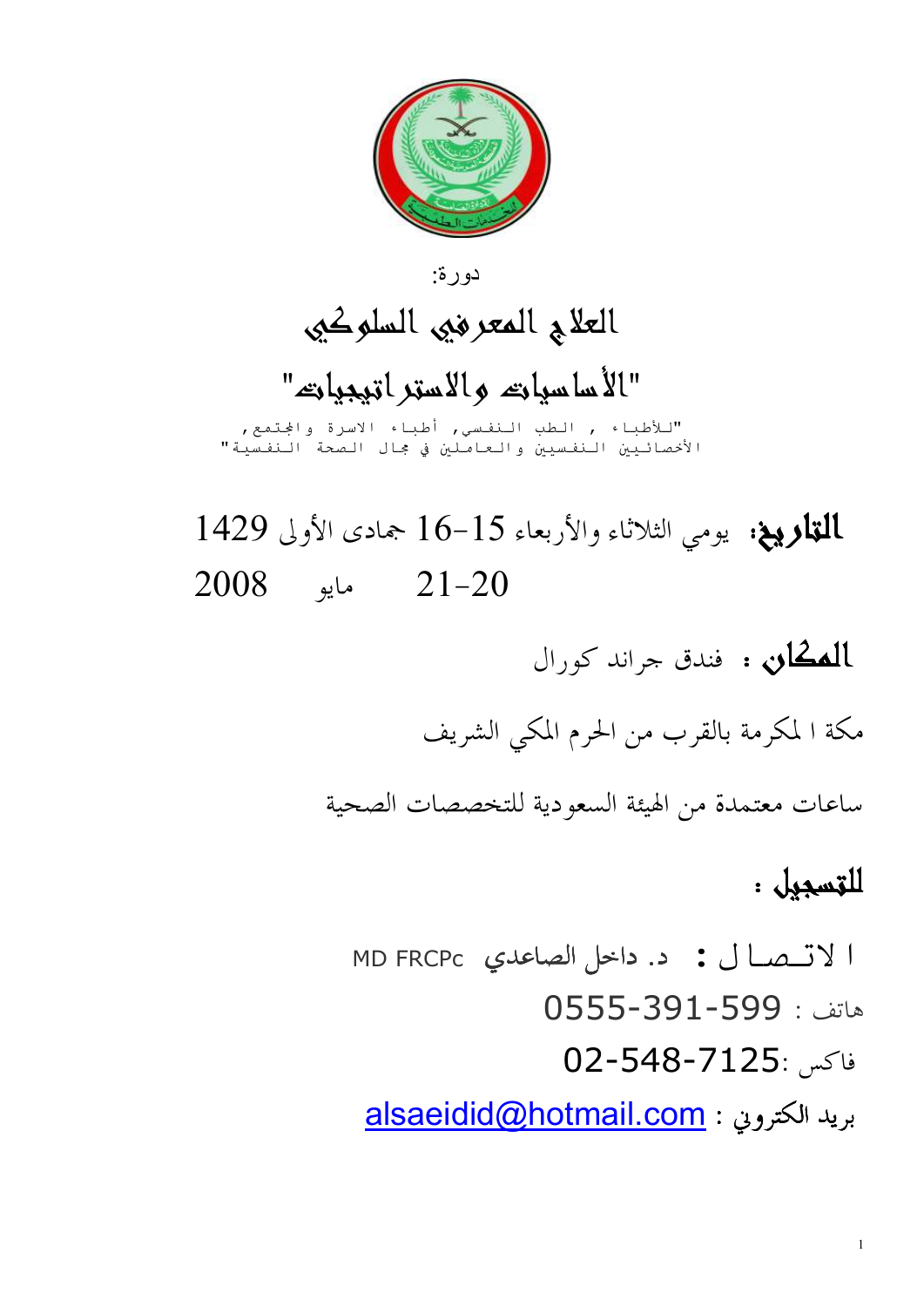دورة:

# العلاج المعرفي السلوكي

## "الأساسيات والاستراتيجيات"

"للأطباء , الطب النفسي, أطباء الاسرة والمجتمع, الأخصائيين النفسيين والعاملين في مجال الصحة النفسية"

**التاريخ:** يومي الثلاثاء والأربعاء 15-16 جمادى الأولى 1429
21-20 مايو 2008

**المكان :** فندق جراند كورال

مكة المكرمة بالقرب من الحرم المكي الشريف

ساعات معتمدة من الهيئة السعودية للتخصصات الصحية

**للتسجيل :**

الاتصال : د. داخل الصاعدي MD FRCPc

هاتف : 0555-391-599

فاكس: 02-548-7125

بريد الكتروني : alsaeidid@hotmail.com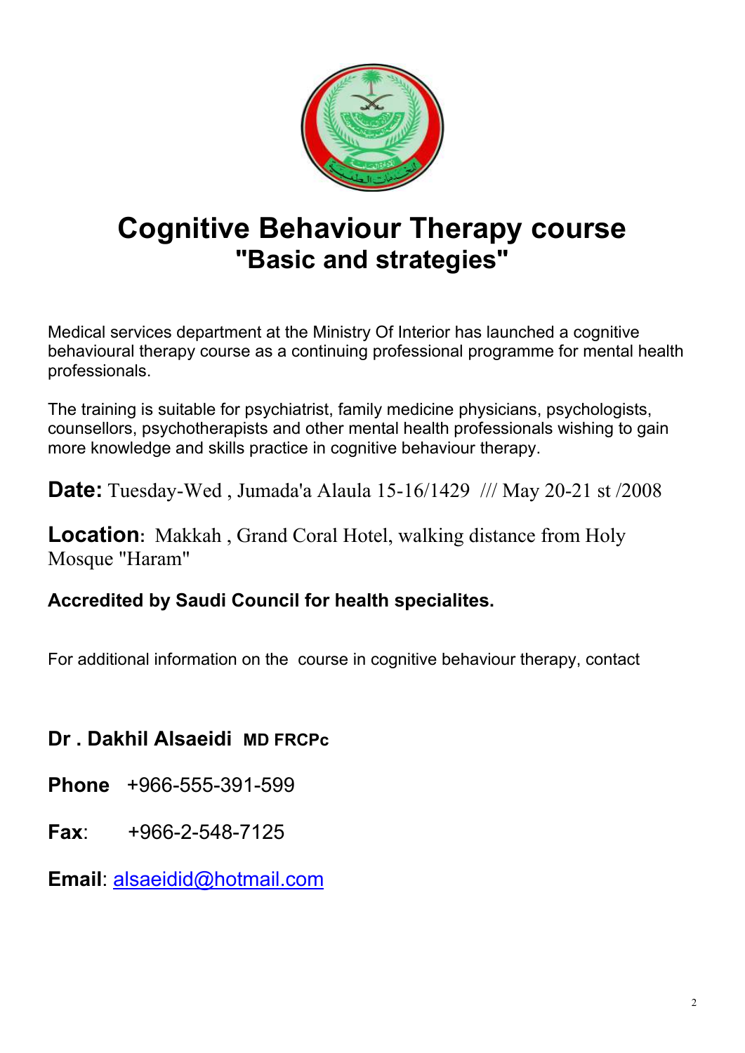# Cognitive Behaviour Therapy course
## "Basic and strategies"

Medical services department at the Ministry Of Interior has launched a cognitive behavioural therapy course as a continuing professional programme for mental health professionals.

The training is suitable for psychiatrist, family medicine physicians, psychologists, counsellors, psychotherapists and other mental health professionals wishing to gain more knowledge and skills practice in cognitive behaviour therapy.

**Date:** Tuesday-Wed , Jumada'a Alaula 15-16/1429 /// May 20-21 st /2008

**Location:** Makkah , Grand Coral Hotel, walking distance from Holy Mosque "Haram"

**Accredited by Saudi Council for health specialites.**

For additional information on the course in cognitive behaviour therapy, contact

**Dr . Dakhil Alsaeidi MD FRCPc**

**Phone** +966-555-391-599

**Fax**: +966-2-548-7125

**Email**: alsaeidid@hotmail.com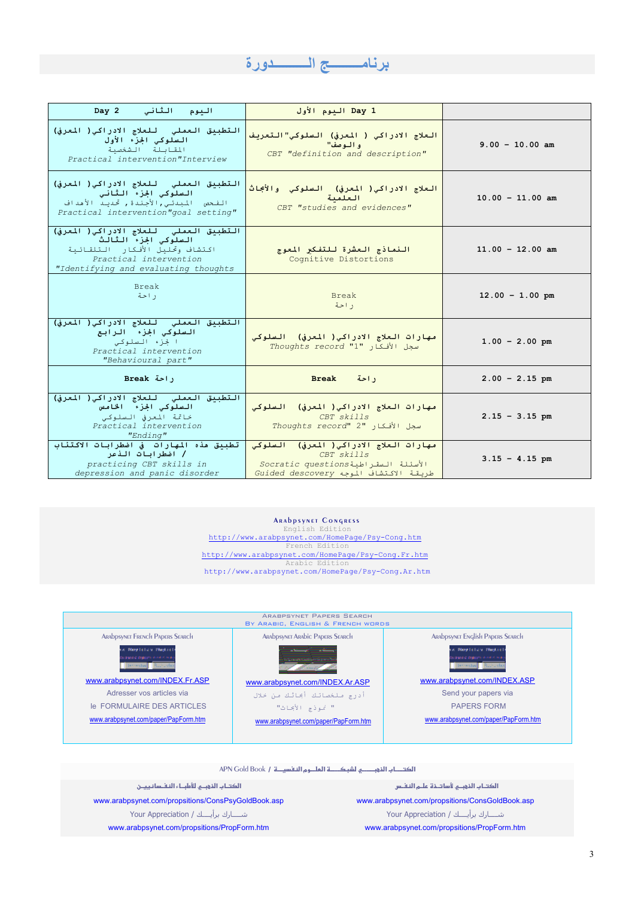# برنامــــــج الـــــــدورة

| Day 2 اليوم الثاني | اليوم الأول Day 1 | |
|---|---|---|
| التطبيق العملي للعلاج الادراكي ( المعرفي) السلوكي الجزء الأول<br>المقابلة الشخصية<br>*Practical intervention"Interview* | العلاج الادراكي ( المعرفي) السلوكي"التعريف والوصف"<br>*CBT "definition and description"* | 9.00 – 10.00 am |
| التطبيق العملي للعلاج الادراكي ( المعرفي) السلوكي الجزء الثاني<br>الفحص المبدئي, الأجندة, تحديد الأهداف<br>*Practical intervention"goal setting"* | العلاج الادراكي ( المعرفي) السلوكي والأبحاث العلمية<br>*CBT "studies and evidences"* | 10.00 – 11.00 am |
| التطبيق العملي للعلاج الادراكي ( المعرفي) السلوكي الجزء الثالث<br>اكتشاف وتحليل الأفكار التلقائية<br>*Practical intervention*<br>*"Identifying and evaluating thoughts* | النماذج العشرة للتفكير المعوج<br>Cognitive Distortions | 11.00 – 12.00 am |
| Break<br>راحة | Break<br>راحة | 12.00 – 1.00 pm |
| التطبيق العملي للعلاج الادراكي ( المعرفي) السلوكي الجزء الرابع<br>ا لجزء السلوكي<br>*Practical intervention*<br>*"Behavioural part"* | مهارات العلاج الادراكي( المعرفي) السلوكي<br>*Thoughts record "1" سجل الأفكار* | 1.00 – 2.00 pm |
| **Break راحة** | **Break راحة** | 2.00 – 2.15 pm |
| التطبيق العملي للعلاج الادراكي ( المعرفي) السلوكي الجزء الخامس<br>خاتمة المعرفي السلوكي<br>*Practical intervention*<br>*"Ending"* | مهارات العلاج الادراكي( المعرفي) السلوكي<br>*CBT skills*<br>*Thoughts record" 2" سجل الأفكار* | 2.15 – 3.15 pm |
| تطبيق هذه المهارات في اضطرابات الاكتئاب / اضطرابات الذعر<br>*practicing CBT skills in depression and panic disorder* | مهارات العلاج الادراكي( المعرفي) السلوكي<br>*CBT skills*<br>*Socratic questions الأسئلة السقراطية*<br>*Guided descovery طريقة الاكتشاف الموجه* | 3.15 – 4.15 pm |

Arabpsynet Congress
English Edition
http://www.arabpsynet.com/HomePage/Psy-Cong.htm
French Edition
http://www.arabpsynet.com/HomePage/Psy-Cong.Fr.htm
Arabic Edition
http://www.arabpsynet.com/HomePage/Psy-Cong.Ar.htm

| Arabpsynet Papers Search<br>By Arabic, English & French words | | |
|---|---|---|
| Arabpsynet French Papers Search<br>www.arabpsynet.com/INDEX.Fr.ASP<br>Adresser vos articles via<br>le FORMULAIRE DES ARTICLES<br>www.arabpsynet.com/paper/PapForm.htm | Arabpsynet Arabic Papers Search<br>www.arabpsynet.com/INDEX.Ar.ASP<br>أدرج ملخصات أبحاثك من خلال<br>" نموذج الأبحاث"<br>www.arabpsynet.com/paper/PapForm.htm | Arabpsynet English Papers Search<br>www.arabpsynet.com/INDEX.ASP<br>Send your papers via<br>PAPERS FORM<br>www.arabpsynet.com/paper/PapForm.htm |

| APN Gold Book / الكتـــاب الذهبـــي لشبكــــة العلـوم النفسيـة | |
|---|---|
| الكتاب الذهبي للأطباء النفسانيين<br>www.arabpsynet.com/propsitions/ConsPsyGoldBook.asp<br>Your Appreciation / شـــارك برأيـــك<br>www.arabpsynet.com/propsitions/PropForm.htm | الكتاب الذهبي لأساتذة علم النفس<br>www.arabpsynet.com/propsitions/ConsGoldBook.asp<br>Your Appreciation / شـــارك برأيـــك<br>www.arabpsynet.com/propsitions/PropForm.htm |